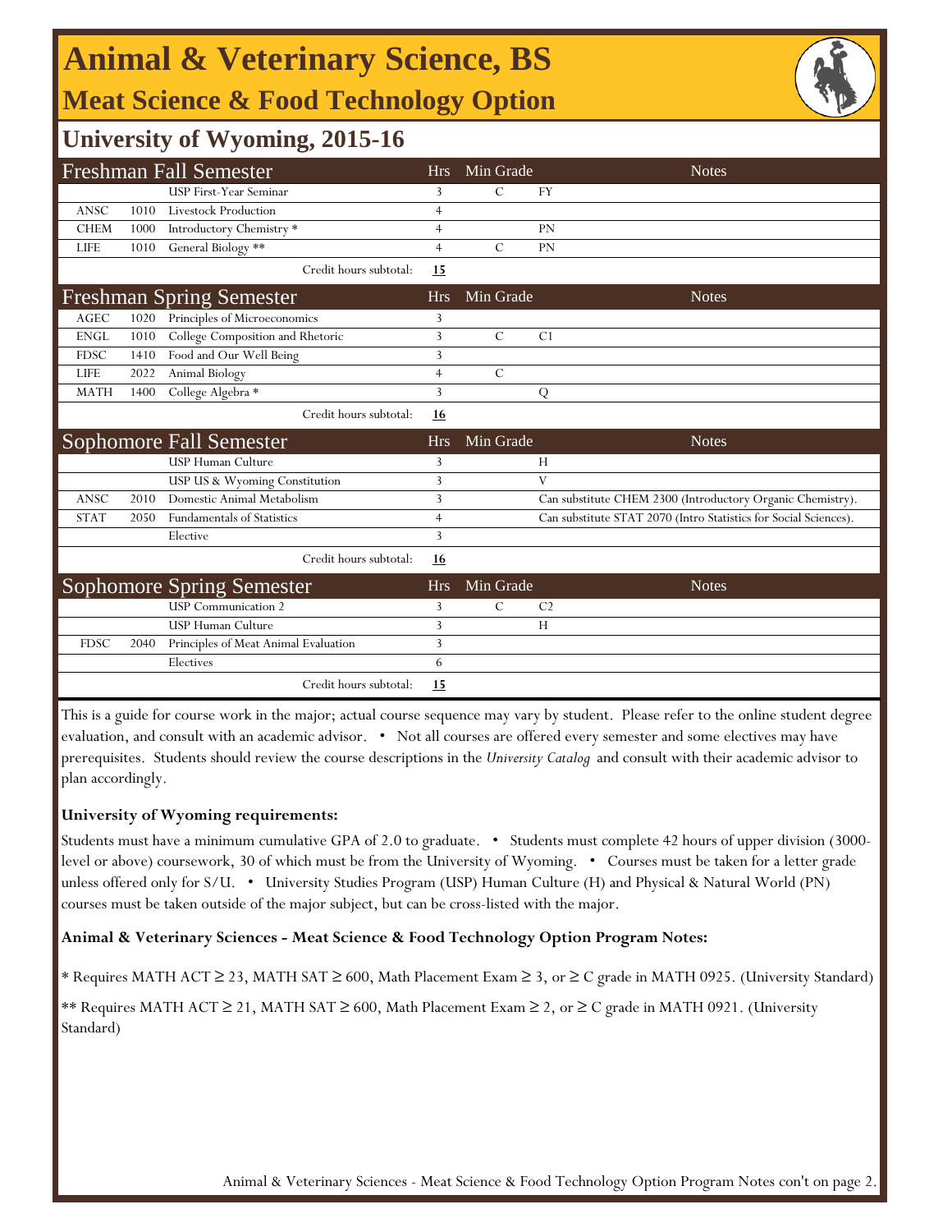# Animal & Veterinary Science, BS

## Meat Science & Food Technology Option

## University of Wyoming, 2015-16

| Freshman Fall Semester | | | Hrs | Min Grade | Notes |
|---|---|---|---|---|---|
| | | USP First-Year Seminar | 3 | C | FY |
| ANSC | 1010 | Livestock Production | 4 | | |
| CHEM | 1000 | Introductory Chemistry * | 4 | | PN |
| LIFE | 1010 | General Biology ** | 4 | C | PN |
| | | Credit hours subtotal: | **15** | | |

| Freshman Spring Semester | | | Hrs | Min Grade | Notes |
|---|---|---|---|---|---|
| AGEC | 1020 | Principles of Microeconomics | 3 | | |
| ENGL | 1010 | College Composition and Rhetoric | 3 | C | C1 |
| FDSC | 1410 | Food and Our Well Being | 3 | | |
| LIFE | 2022 | Animal Biology | 4 | C | |
| MATH | 1400 | College Algebra * | 3 | | Q |
| | | Credit hours subtotal: | **16** | | |

| Sophomore Fall Semester | | | Hrs | Min Grade | Notes |
|---|---|---|---|---|---|
| | | USP Human Culture | 3 | | H |
| | | USP US & Wyoming Constitution | 3 | | V |
| ANSC | 2010 | Domestic Animal Metabolism | 3 | | Can substitute CHEM 2300 (Introductory Organic Chemistry). |
| STAT | 2050 | Fundamentals of Statistics | 4 | | Can substitute STAT 2070 (Intro Statistics for Social Sciences). |
| | | Elective | 3 | | |
| | | Credit hours subtotal: | **16** | | |

| Sophomore Spring Semester | | | Hrs | Min Grade | Notes |
|---|---|---|---|---|---|
| | | USP Communication 2 | 3 | C | C2 |
| | | USP Human Culture | 3 | | H |
| FDSC | 2040 | Principles of Meat Animal Evaluation | 3 | | |
| | | Electives | 6 | | |
| | | Credit hours subtotal: | **15** | | |

This is a guide for course work in the major; actual course sequence may vary by student. Please refer to the online student degree evaluation, and consult with an academic advisor. • Not all courses are offered every semester and some electives may have prerequisites. Students should review the course descriptions in the *University Catalog* and consult with their academic advisor to plan accordingly.

**University of Wyoming requirements:**

Students must have a minimum cumulative GPA of 2.0 to graduate. • Students must complete 42 hours of upper division (3000-level or above) coursework, 30 of which must be from the University of Wyoming. • Courses must be taken for a letter grade unless offered only for S/U. • University Studies Program (USP) Human Culture (H) and Physical & Natural World (PN) courses must be taken outside of the major subject, but can be cross-listed with the major.

**Animal & Veterinary Sciences - Meat Science & Food Technology Option Program Notes:**

* Requires MATH ACT ≥ 23, MATH SAT ≥ 600, Math Placement Exam ≥ 3, or ≥ C grade in MATH 0925. (University Standard)

** Requires MATH ACT ≥ 21, MATH SAT ≥ 600, Math Placement Exam ≥ 2, or ≥ C grade in MATH 0921. (University Standard)

Animal & Veterinary Sciences - Meat Science & Food Technology Option Program Notes con't on page 2.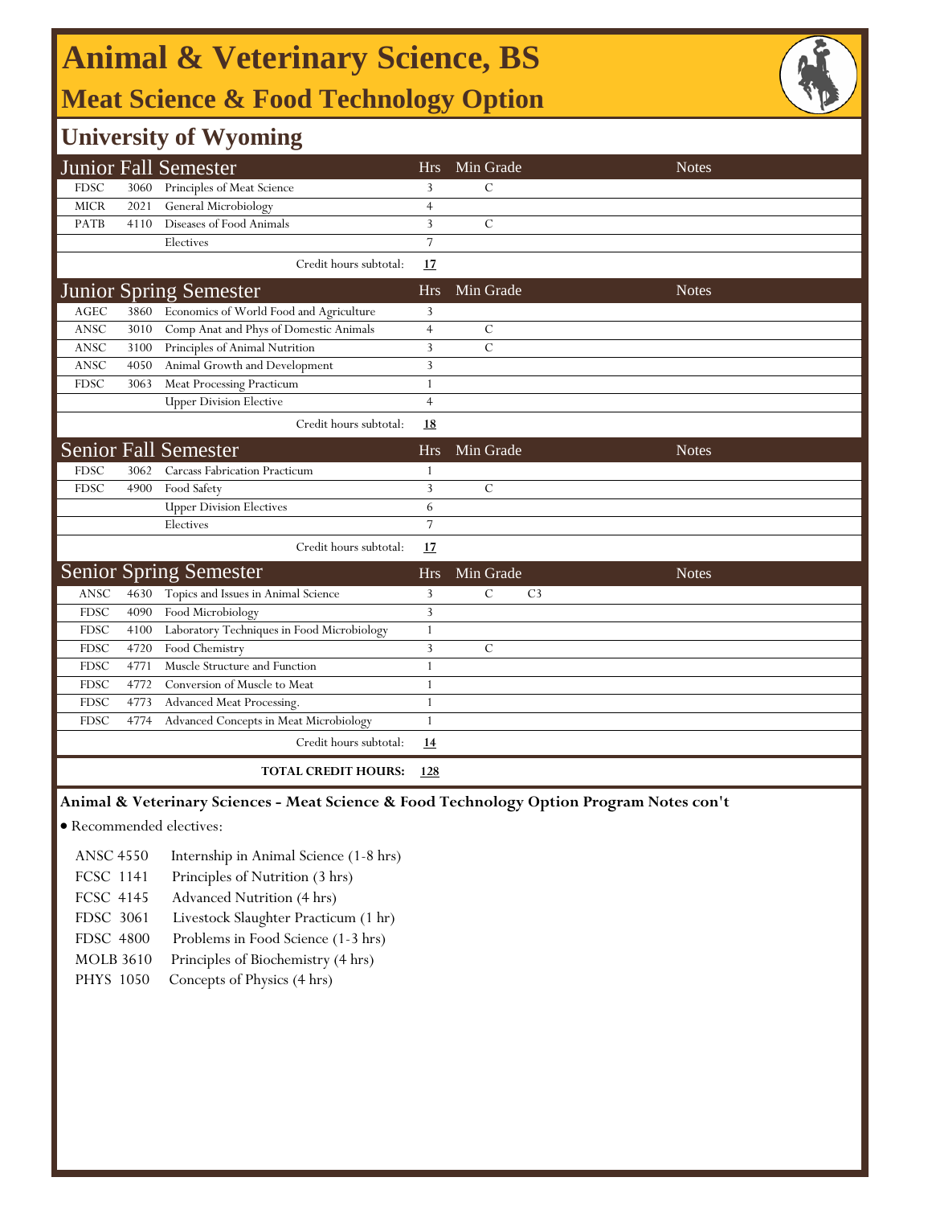# Animal & Veterinary Science, BS

## Meat Science & Food Technology Option

## University of Wyoming

| Junior Fall Semester | | | Hrs | Min Grade | | Notes |
|---|---|---|---|---|---|---|
| FDSC | 3060 | Principles of Meat Science | 3 | C | | |
| MICR | 2021 | General Microbiology | 4 | | | |
| PATB | 4110 | Diseases of Food Animals | 3 | C | | |
| | | Electives | 7 | | | |
| | | Credit hours subtotal: | **17** | | | |

| Junior Spring Semester | | | Hrs | Min Grade | | Notes |
|---|---|---|---|---|---|---|
| AGEC | 3860 | Economics of World Food and Agriculture | 3 | | | |
| ANSC | 3010 | Comp Anat and Phys of Domestic Animals | 4 | C | | |
| ANSC | 3100 | Principles of Animal Nutrition | 3 | C | | |
| ANSC | 4050 | Animal Growth and Development | 3 | | | |
| FDSC | 3063 | Meat Processing Practicum | 1 | | | |
| | | Upper Division Elective | 4 | | | |
| | | Credit hours subtotal: | **18** | | | |

| Senior Fall Semester | | | Hrs | Min Grade | | Notes |
|---|---|---|---|---|---|---|
| FDSC | 3062 | Carcass Fabrication Practicum | 1 | | | |
| FDSC | 4900 | Food Safety | 3 | C | | |
| | | Upper Division Electives | 6 | | | |
| | | Electives | 7 | | | |
| | | Credit hours subtotal: | **17** | | | |

| Senior Spring Semester | | | Hrs | Min Grade | | Notes |
|---|---|---|---|---|---|---|
| ANSC | 4630 | Topics and Issues in Animal Science | 3 | C | C3 | |
| FDSC | 4090 | Food Microbiology | 3 | | | |
| FDSC | 4100 | Laboratory Techniques in Food Microbiology | 1 | | | |
| FDSC | 4720 | Food Chemistry | 3 | C | | |
| FDSC | 4771 | Muscle Structure and Function | 1 | | | |
| FDSC | 4772 | Conversion of Muscle to Meat | 1 | | | |
| FDSC | 4773 | Advanced Meat Processing. | 1 | | | |
| FDSC | 4774 | Advanced Concepts in Meat Microbiology | 1 | | | |
| | | Credit hours subtotal: | **14** | | | |
| | | **TOTAL CREDIT HOURS:** | **128** | | | |

**Animal & Veterinary Sciences - Meat Science & Food Technology Option Program Notes con't**

- Recommended electives:

| | |
|---|---|
| ANSC 4550 | Internship in Animal Science (1-8 hrs) |
| FCSC 1141 | Principles of Nutrition (3 hrs) |
| FCSC 4145 | Advanced Nutrition (4 hrs) |
| FDSC 3061 | Livestock Slaughter Practicum (1 hr) |
| FDSC 4800 | Problems in Food Science (1-3 hrs) |
| MOLB 3610 | Principles of Biochemistry (4 hrs) |
| PHYS 1050 | Concepts of Physics (4 hrs) |